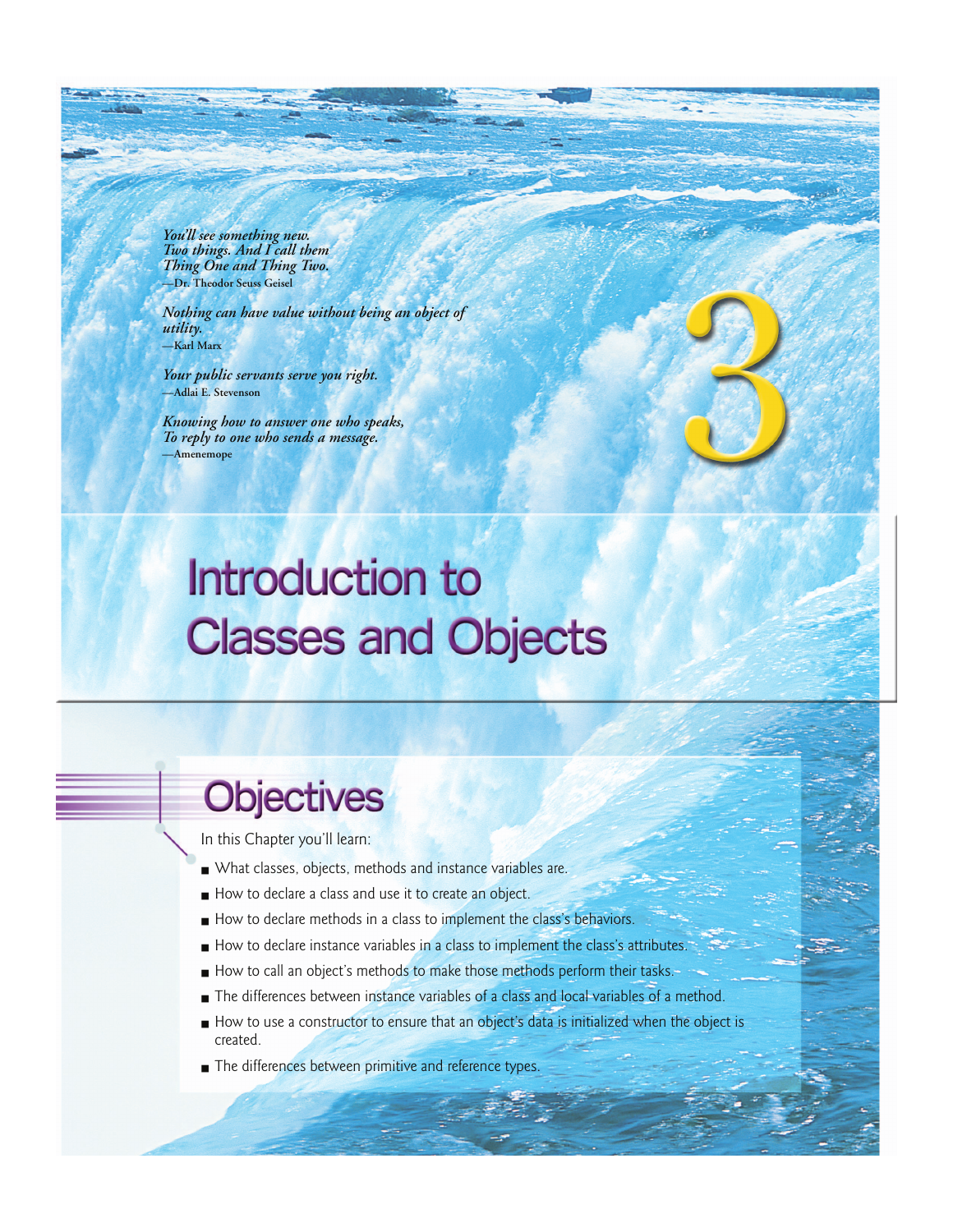*You'll see something new.*
*Two things. And I call them*
*Thing One and Thing Two.*
—Dr. Theodor Seuss Geisel

*Nothing can have value without being an object of utility.*
—Karl Marx

*Your public servants serve you right.*
—Adlai E. Stevenson

*Knowing how to answer one who speaks,*
*To reply to one who sends a message.*
—Amenemope

# 3 Introduction to Classes and Objects

## Objectives

In this Chapter you'll learn:

- What classes, objects, methods and instance variables are.
- How to declare a class and use it to create an object.
- How to declare methods in a class to implement the class's behaviors.
- How to declare instance variables in a class to implement the class's attributes.
- How to call an object's methods to make those methods perform their tasks.
- The differences between instance variables of a class and local variables of a method.
- How to use a constructor to ensure that an object's data is initialized when the object is created.
- The differences between primitive and reference types.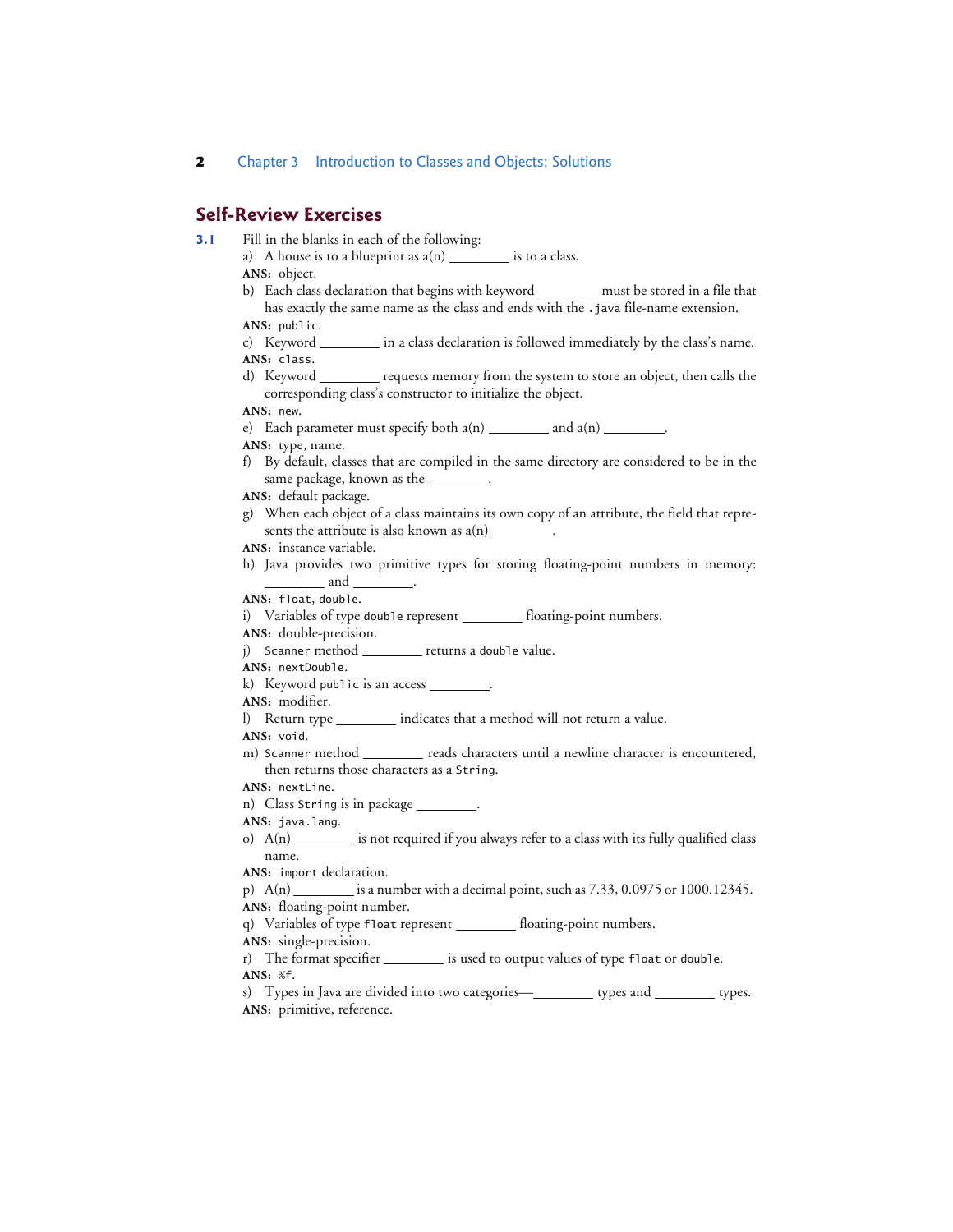## Self-Review Exercises

**3.1** Fill in the blanks in each of the following:

a) A house is to a blueprint as a(n) ________ is to a class.

**ANS:** object.

b) Each class declaration that begins with keyword ________ must be stored in a file that has exactly the same name as the class and ends with the `.java` file-name extension.

**ANS:** `public`.

c) Keyword ________ in a class declaration is followed immediately by the class's name.

**ANS:** `class`.

d) Keyword ________ requests memory from the system to store an object, then calls the corresponding class's constructor to initialize the object.

**ANS:** `new`.

e) Each parameter must specify both a(n) ________ and a(n) ________.

**ANS:** type, name.

f) By default, classes that are compiled in the same directory are considered to be in the same package, known as the ________.

**ANS:** default package.

g) When each object of a class maintains its own copy of an attribute, the field that represents the attribute is also known as a(n) ________.

**ANS:** instance variable.

h) Java provides two primitive types for storing floating-point numbers in memory: ________ and ________.

**ANS:** `float`, `double`.

i) Variables of type `double` represent ________ floating-point numbers.

**ANS:** double-precision.

j) `Scanner` method ________ returns a `double` value.

**ANS:** `nextDouble`.

k) Keyword `public` is an access ________.

**ANS:** modifier.

l) Return type ________ indicates that a method will not return a value.

**ANS:** `void`.

m) `Scanner` method ________ reads characters until a newline character is encountered, then returns those characters as a `String`.

**ANS:** `nextLine`.

n) Class `String` is in package ________.

**ANS:** `java.lang`.

o) A(n) ________ is not required if you always refer to a class with its fully qualified class name.

**ANS:** `import` declaration.

p) A(n) ________ is a number with a decimal point, such as 7.33, 0.0975 or 1000.12345.

**ANS:** floating-point number.

q) Variables of type `float` represent ________ floating-point numbers.

**ANS:** single-precision.

r) The format specifier ________ is used to output values of type `float` or `double`.

**ANS:** `%f`.

s) Types in Java are divided into two categories—________ types and ________ types.

**ANS:** primitive, reference.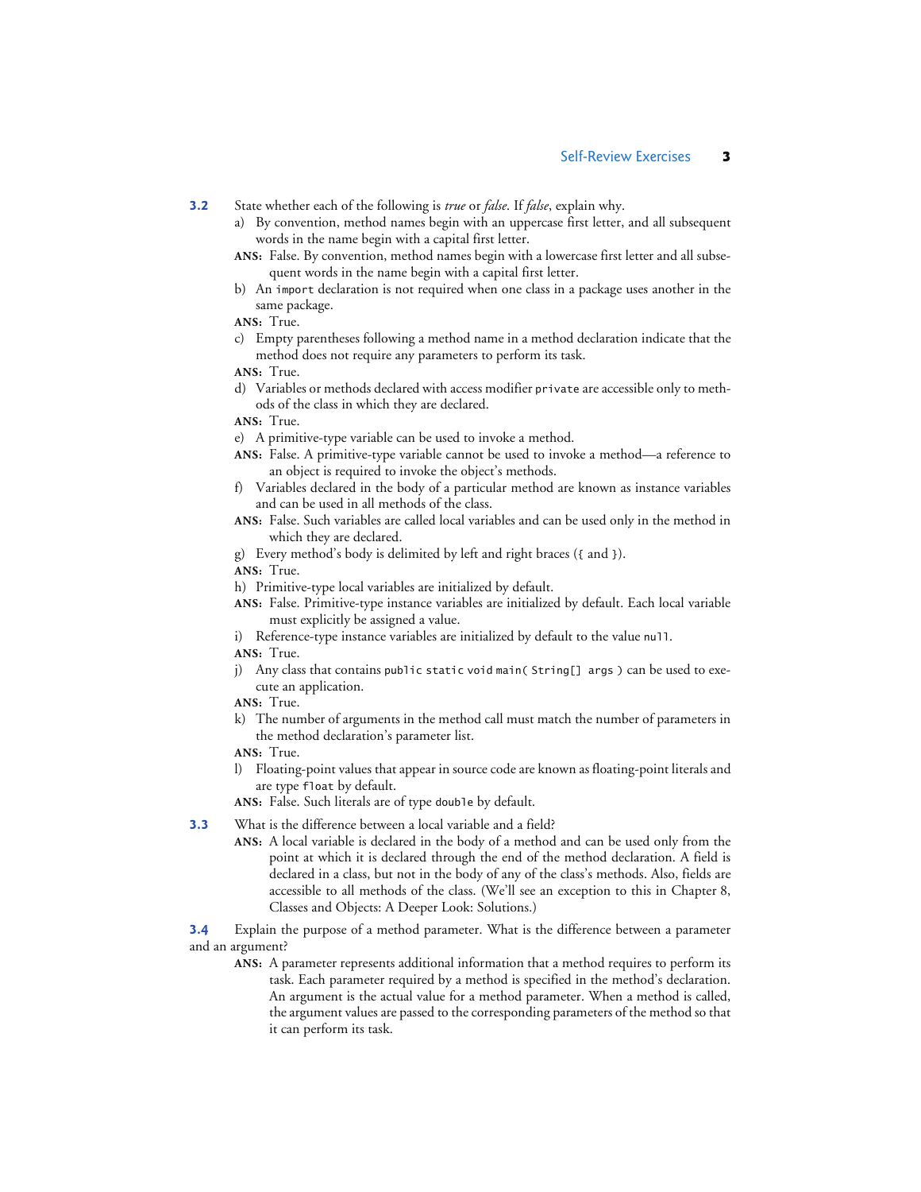**3.2** State whether each of the following is *true* or *false*. If *false*, explain why.

a) By convention, method names begin with an uppercase first letter, and all subsequent words in the name begin with a capital first letter.

**ANS:** False. By convention, method names begin with a lowercase first letter and all subsequent words in the name begin with a capital first letter.

b) An `import` declaration is not required when one class in a package uses another in the same package.

**ANS:** True.

c) Empty parentheses following a method name in a method declaration indicate that the method does not require any parameters to perform its task.

**ANS:** True.

d) Variables or methods declared with access modifier `private` are accessible only to methods of the class in which they are declared.

**ANS:** True.

e) A primitive-type variable can be used to invoke a method.

**ANS:** False. A primitive-type variable cannot be used to invoke a method—a reference to an object is required to invoke the object's methods.

f) Variables declared in the body of a particular method are known as instance variables and can be used in all methods of the class.

**ANS:** False. Such variables are called local variables and can be used only in the method in which they are declared.

g) Every method's body is delimited by left and right braces (`{` and `}`).

**ANS:** True.

h) Primitive-type local variables are initialized by default.

**ANS:** False. Primitive-type instance variables are initialized by default. Each local variable must explicitly be assigned a value.

i) Reference-type instance variables are initialized by default to the value `null`.

**ANS:** True.

j) Any class that contains `public static void main( String[] args )` can be used to execute an application.

**ANS:** True.

k) The number of arguments in the method call must match the number of parameters in the method declaration's parameter list.

**ANS:** True.

l) Floating-point values that appear in source code are known as floating-point literals and are type `float` by default.

**ANS:** False. Such literals are of type `double` by default.

**3.3** What is the difference between a local variable and a field?

**ANS:** A local variable is declared in the body of a method and can be used only from the point at which it is declared through the end of the method declaration. A field is declared in a class, but not in the body of any of the class's methods. Also, fields are accessible to all methods of the class. (We'll see an exception to this in Chapter 8, Classes and Objects: A Deeper Look: Solutions.)

**3.4** Explain the purpose of a method parameter. What is the difference between a parameter and an argument?

**ANS:** A parameter represents additional information that a method requires to perform its task. Each parameter required by a method is specified in the method's declaration. An argument is the actual value for a method parameter. When a method is called, the argument values are passed to the corresponding parameters of the method so that it can perform its task.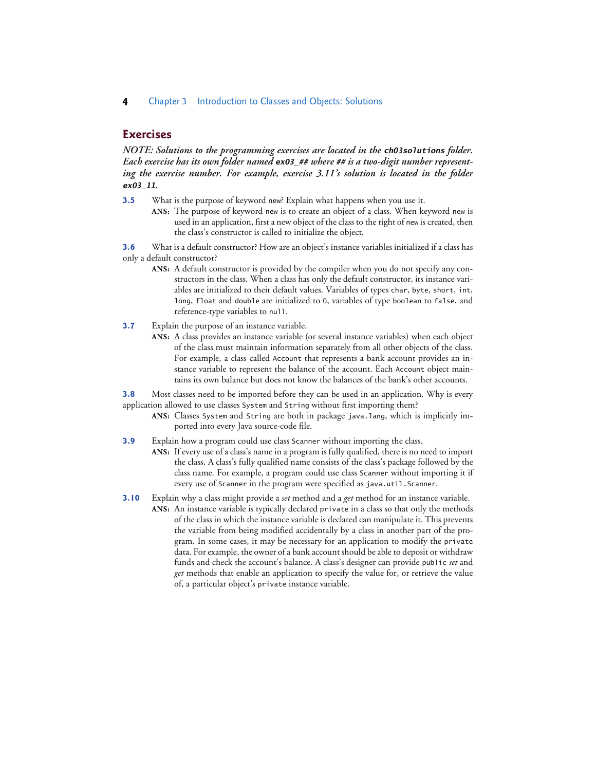## Exercises

*NOTE: Solutions to the programming exercises are located in the* **ch03solutions** *folder. Each exercise has its own folder named* **ex03_##** *where ## is a two-digit number representing the exercise number. For example, exercise 3.11's solution is located in the folder* **ex03_11***.*

**3.5** What is the purpose of keyword `new`? Explain what happens when you use it.

**ANS:** The purpose of keyword `new` is to create an object of a class. When keyword `new` is used in an application, first a new object of the class to the right of `new` is created, then the class's constructor is called to initialize the object.

**3.6** What is a default constructor? How are an object's instance variables initialized if a class has only a default constructor?

**ANS:** A default constructor is provided by the compiler when you do not specify any constructors in the class. When a class has only the default constructor, its instance variables are initialized to their default values. Variables of types `char`, `byte`, `short`, `int`, `long`, `float` and `double` are initialized to `0`, variables of type `boolean` to `false`, and reference-type variables to `null`.

**3.7** Explain the purpose of an instance variable.

**ANS:** A class provides an instance variable (or several instance variables) when each object of the class must maintain information separately from all other objects of the class. For example, a class called `Account` that represents a bank account provides an instance variable to represent the balance of the account. Each `Account` object maintains its own balance but does not know the balances of the bank's other accounts.

**3.8** Most classes need to be imported before they can be used in an application. Why is every application allowed to use classes `System` and `String` without first importing them?

**ANS:** Classes `System` and `String` are both in package `java.lang`, which is implicitly imported into every Java source-code file.

**3.9** Explain how a program could use class `Scanner` without importing the class.

**ANS:** If every use of a class's name in a program is fully qualified, there is no need to import the class. A class's fully qualified name consists of the class's package followed by the class name. For example, a program could use class `Scanner` without importing it if every use of `Scanner` in the program were specified as `java.util.Scanner`.

**3.10** Explain why a class might provide a *set* method and a *get* method for an instance variable.

**ANS:** An instance variable is typically declared `private` in a class so that only the methods of the class in which the instance variable is declared can manipulate it. This prevents the variable from being modified accidentally by a class in another part of the program. In some cases, it may be necessary for an application to modify the `private` data. For example, the owner of a bank account should be able to deposit or withdraw funds and check the account's balance. A class's designer can provide `public` *set* and *get* methods that enable an application to specify the value for, or retrieve the value of, a particular object's `private` instance variable.